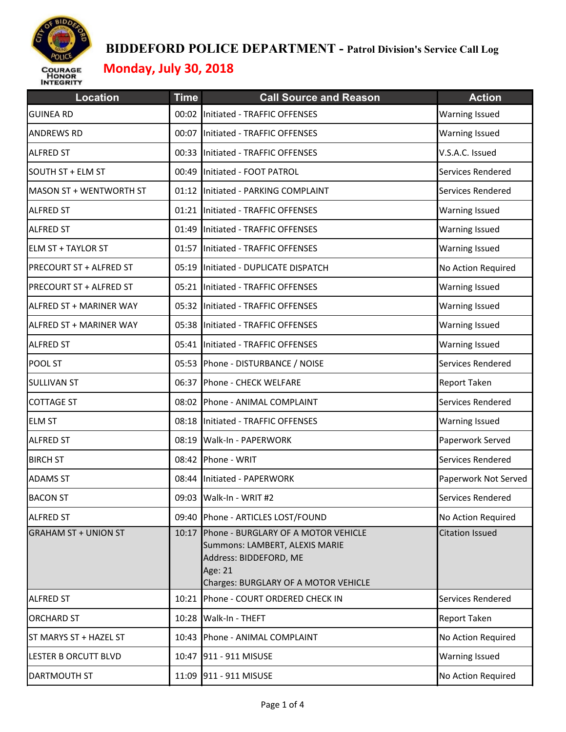# BIDDEFORD POLICE DEPARTMENT - Patrol Division's Service Call Log

COURAGE HONOR INTEGRITY

## Monday, July 30, 2018

| Location | Time | Call Source and Reason | Action |
|---|---|---|---|
| GUINEA RD | 00:02 | Initiated - TRAFFIC OFFENSES | Warning Issued |
| ANDREWS RD | 00:07 | Initiated - TRAFFIC OFFENSES | Warning Issued |
| ALFRED ST | 00:33 | Initiated - TRAFFIC OFFENSES | V.S.A.C. Issued |
| SOUTH ST + ELM ST | 00:49 | Initiated - FOOT PATROL | Services Rendered |
| MASON ST + WENTWORTH ST | 01:12 | Initiated - PARKING COMPLAINT | Services Rendered |
| ALFRED ST | 01:21 | Initiated - TRAFFIC OFFENSES | Warning Issued |
| ALFRED ST | 01:49 | Initiated - TRAFFIC OFFENSES | Warning Issued |
| ELM ST + TAYLOR ST | 01:57 | Initiated - TRAFFIC OFFENSES | Warning Issued |
| PRECOURT ST + ALFRED ST | 05:19 | Initiated - DUPLICATE DISPATCH | No Action Required |
| PRECOURT ST + ALFRED ST | 05:21 | Initiated - TRAFFIC OFFENSES | Warning Issued |
| ALFRED ST + MARINER WAY | 05:32 | Initiated - TRAFFIC OFFENSES | Warning Issued |
| ALFRED ST + MARINER WAY | 05:38 | Initiated - TRAFFIC OFFENSES | Warning Issued |
| ALFRED ST | 05:41 | Initiated - TRAFFIC OFFENSES | Warning Issued |
| POOL ST | 05:53 | Phone - DISTURBANCE / NOISE | Services Rendered |
| SULLIVAN ST | 06:37 | Phone - CHECK WELFARE | Report Taken |
| COTTAGE ST | 08:02 | Phone - ANIMAL COMPLAINT | Services Rendered |
| ELM ST | 08:18 | Initiated - TRAFFIC OFFENSES | Warning Issued |
| ALFRED ST | 08:19 | Walk-In - PAPERWORK | Paperwork Served |
| BIRCH ST | 08:42 | Phone - WRIT | Services Rendered |
| ADAMS ST | 08:44 | Initiated - PAPERWORK | Paperwork Not Served |
| BACON ST | 09:03 | Walk-In - WRIT #2 | Services Rendered |
| ALFRED ST | 09:40 | Phone - ARTICLES LOST/FOUND | No Action Required |
| GRAHAM ST + UNION ST | 10:17 | Phone - BURGLARY OF A MOTOR VEHICLE<br>Summons: LAMBERT, ALEXIS MARIE<br>Address: BIDDEFORD, ME<br>Age: 21<br>Charges: BURGLARY OF A MOTOR VEHICLE | Citation Issued |
| ALFRED ST | 10:21 | Phone - COURT ORDERED CHECK IN | Services Rendered |
| ORCHARD ST | 10:28 | Walk-In - THEFT | Report Taken |
| ST MARYS ST + HAZEL ST | 10:43 | Phone - ANIMAL COMPLAINT | No Action Required |
| LESTER B ORCUTT BLVD | 10:47 | 911 - 911 MISUSE | Warning Issued |
| DARTMOUTH ST | 11:09 | 911 - 911 MISUSE | No Action Required |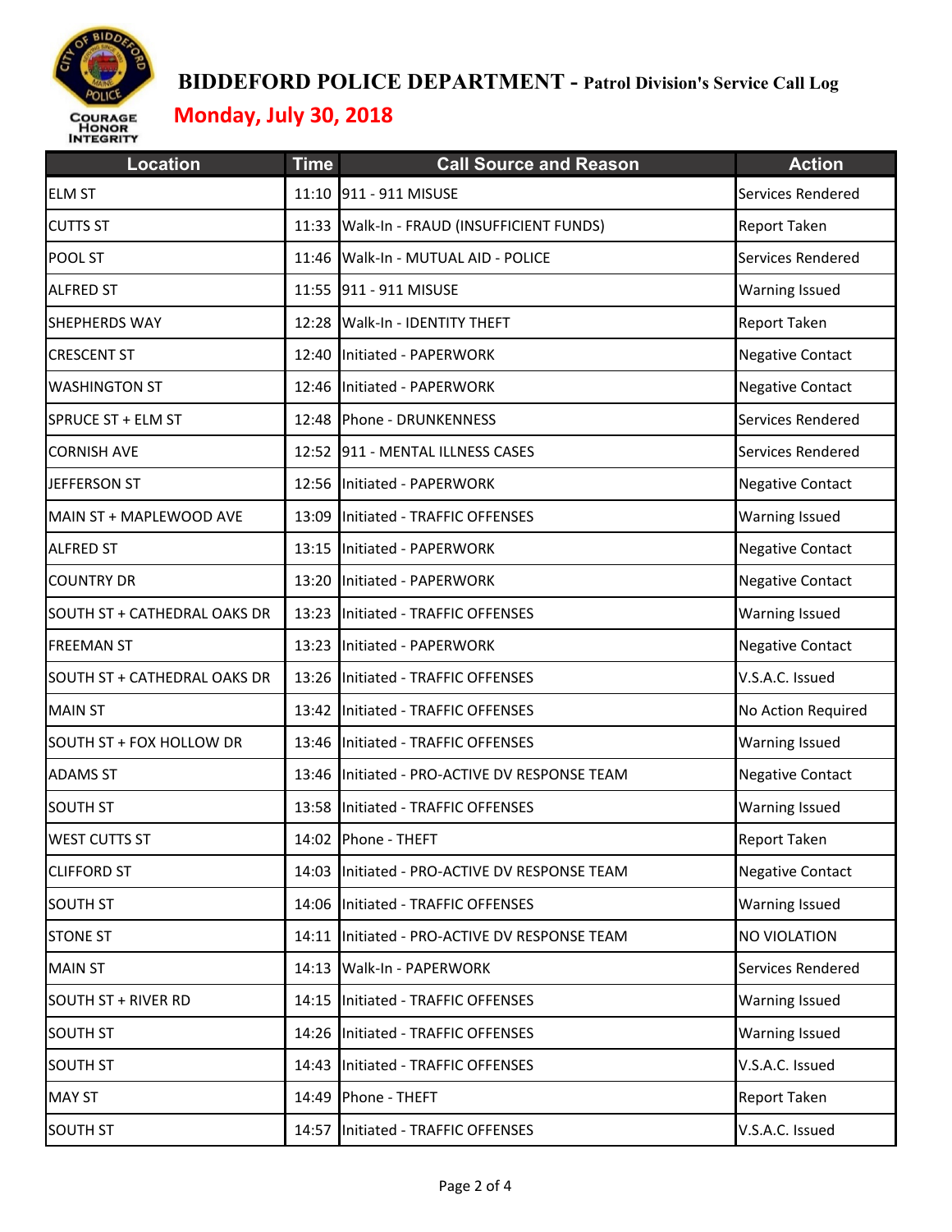# BIDDEFORD POLICE DEPARTMENT - Patrol Division's Service Call Log

## Monday, July 30, 2018

COURAGE
HONOR
INTEGRITY

| Location | Time | Call Source and Reason | Action |
|---|---|---|---|
| ELM ST | 11:10 | 911 - 911 MISUSE | Services Rendered |
| CUTTS ST | 11:33 | Walk-In - FRAUD (INSUFFICIENT FUNDS) | Report Taken |
| POOL ST | 11:46 | Walk-In - MUTUAL AID - POLICE | Services Rendered |
| ALFRED ST | 11:55 | 911 - 911 MISUSE | Warning Issued |
| SHEPHERDS WAY | 12:28 | Walk-In - IDENTITY THEFT | Report Taken |
| CRESCENT ST | 12:40 | Initiated - PAPERWORK | Negative Contact |
| WASHINGTON ST | 12:46 | Initiated - PAPERWORK | Negative Contact |
| SPRUCE ST + ELM ST | 12:48 | Phone - DRUNKENNESS | Services Rendered |
| CORNISH AVE | 12:52 | 911 - MENTAL ILLNESS CASES | Services Rendered |
| JEFFERSON ST | 12:56 | Initiated - PAPERWORK | Negative Contact |
| MAIN ST + MAPLEWOOD AVE | 13:09 | Initiated - TRAFFIC OFFENSES | Warning Issued |
| ALFRED ST | 13:15 | Initiated - PAPERWORK | Negative Contact |
| COUNTRY DR | 13:20 | Initiated - PAPERWORK | Negative Contact |
| SOUTH ST + CATHEDRAL OAKS DR | 13:23 | Initiated - TRAFFIC OFFENSES | Warning Issued |
| FREEMAN ST | 13:23 | Initiated - PAPERWORK | Negative Contact |
| SOUTH ST + CATHEDRAL OAKS DR | 13:26 | Initiated - TRAFFIC OFFENSES | V.S.A.C. Issued |
| MAIN ST | 13:42 | Initiated - TRAFFIC OFFENSES | No Action Required |
| SOUTH ST + FOX HOLLOW DR | 13:46 | Initiated - TRAFFIC OFFENSES | Warning Issued |
| ADAMS ST | 13:46 | Initiated - PRO-ACTIVE DV RESPONSE TEAM | Negative Contact |
| SOUTH ST | 13:58 | Initiated - TRAFFIC OFFENSES | Warning Issued |
| WEST CUTTS ST | 14:02 | Phone - THEFT | Report Taken |
| CLIFFORD ST | 14:03 | Initiated - PRO-ACTIVE DV RESPONSE TEAM | Negative Contact |
| SOUTH ST | 14:06 | Initiated - TRAFFIC OFFENSES | Warning Issued |
| STONE ST | 14:11 | Initiated - PRO-ACTIVE DV RESPONSE TEAM | NO VIOLATION |
| MAIN ST | 14:13 | Walk-In - PAPERWORK | Services Rendered |
| SOUTH ST + RIVER RD | 14:15 | Initiated - TRAFFIC OFFENSES | Warning Issued |
| SOUTH ST | 14:26 | Initiated - TRAFFIC OFFENSES | Warning Issued |
| SOUTH ST | 14:43 | Initiated - TRAFFIC OFFENSES | V.S.A.C. Issued |
| MAY ST | 14:49 | Phone - THEFT | Report Taken |
| SOUTH ST | 14:57 | Initiated - TRAFFIC OFFENSES | V.S.A.C. Issued |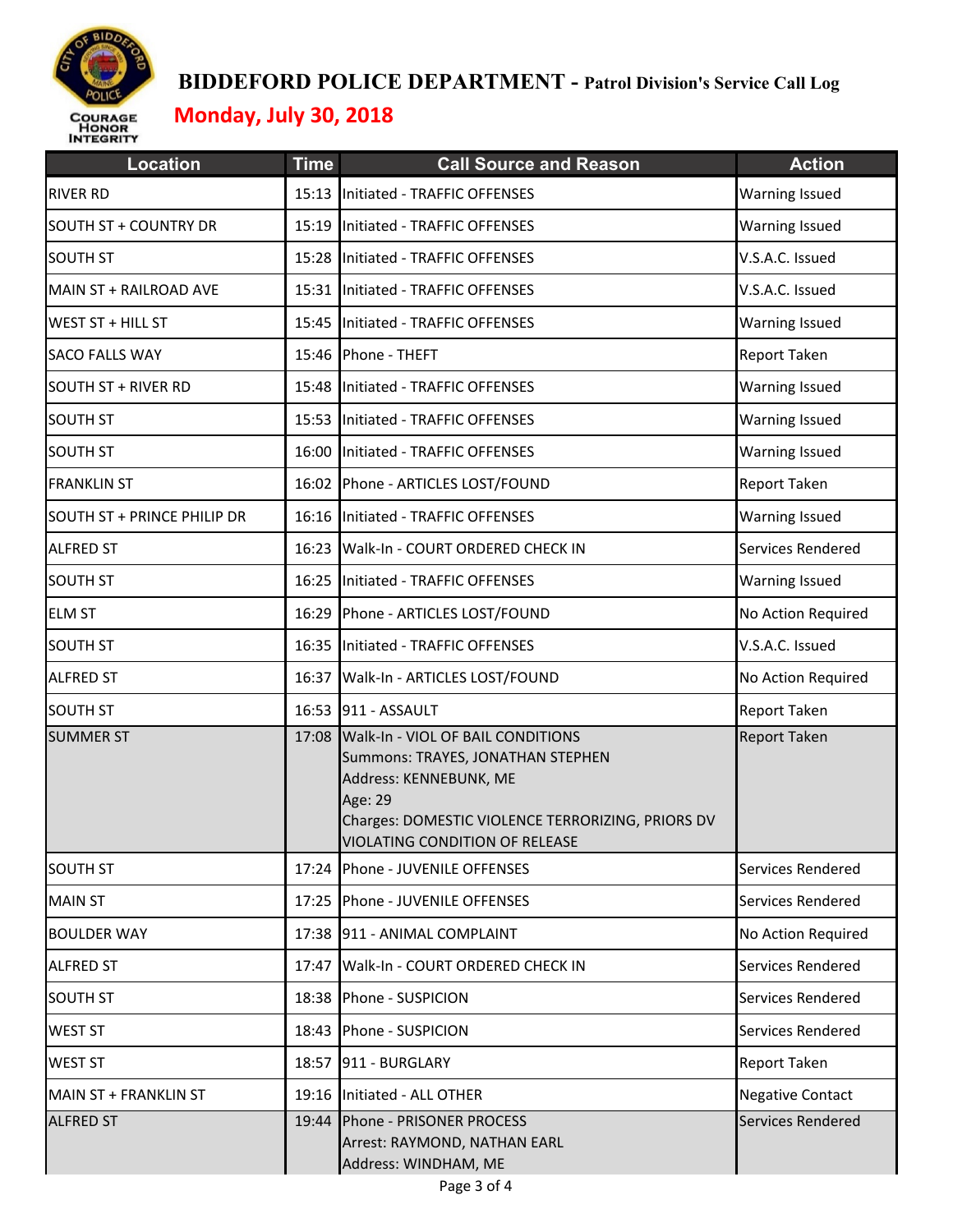# BIDDEFORD POLICE DEPARTMENT - Patrol Division's Service Call Log

## Monday, July 30, 2018

| Location | Time | Call Source and Reason | Action |
|---|---|---|---|
| RIVER RD | 15:13 | Initiated - TRAFFIC OFFENSES | Warning Issued |
| SOUTH ST + COUNTRY DR | 15:19 | Initiated - TRAFFIC OFFENSES | Warning Issued |
| SOUTH ST | 15:28 | Initiated - TRAFFIC OFFENSES | V.S.A.C. Issued |
| MAIN ST + RAILROAD AVE | 15:31 | Initiated - TRAFFIC OFFENSES | V.S.A.C. Issued |
| WEST ST + HILL ST | 15:45 | Initiated - TRAFFIC OFFENSES | Warning Issued |
| SACO FALLS WAY | 15:46 | Phone - THEFT | Report Taken |
| SOUTH ST + RIVER RD | 15:48 | Initiated - TRAFFIC OFFENSES | Warning Issued |
| SOUTH ST | 15:53 | Initiated - TRAFFIC OFFENSES | Warning Issued |
| SOUTH ST | 16:00 | Initiated - TRAFFIC OFFENSES | Warning Issued |
| FRANKLIN ST | 16:02 | Phone - ARTICLES LOST/FOUND | Report Taken |
| SOUTH ST + PRINCE PHILIP DR | 16:16 | Initiated - TRAFFIC OFFENSES | Warning Issued |
| ALFRED ST | 16:23 | Walk-In - COURT ORDERED CHECK IN | Services Rendered |
| SOUTH ST | 16:25 | Initiated - TRAFFIC OFFENSES | Warning Issued |
| ELM ST | 16:29 | Phone - ARTICLES LOST/FOUND | No Action Required |
| SOUTH ST | 16:35 | Initiated - TRAFFIC OFFENSES | V.S.A.C. Issued |
| ALFRED ST | 16:37 | Walk-In - ARTICLES LOST/FOUND | No Action Required |
| SOUTH ST | 16:53 | 911 - ASSAULT | Report Taken |
| SUMMER ST | 17:08 | Walk-In - VIOL OF BAIL CONDITIONS<br>Summons: TRAYES, JONATHAN STEPHEN<br>Address: KENNEBUNK, ME<br>Age: 29<br>Charges: DOMESTIC VIOLENCE TERRORIZING, PRIORS DV<br>VIOLATING CONDITION OF RELEASE | Report Taken |
| SOUTH ST | 17:24 | Phone - JUVENILE OFFENSES | Services Rendered |
| MAIN ST | 17:25 | Phone - JUVENILE OFFENSES | Services Rendered |
| BOULDER WAY | 17:38 | 911 - ANIMAL COMPLAINT | No Action Required |
| ALFRED ST | 17:47 | Walk-In - COURT ORDERED CHECK IN | Services Rendered |
| SOUTH ST | 18:38 | Phone - SUSPICION | Services Rendered |
| WEST ST | 18:43 | Phone - SUSPICION | Services Rendered |
| WEST ST | 18:57 | 911 - BURGLARY | Report Taken |
| MAIN ST + FRANKLIN ST | 19:16 | Initiated - ALL OTHER | Negative Contact |
| ALFRED ST | 19:44 | Phone - PRISONER PROCESS<br>Arrest: RAYMOND, NATHAN EARL<br>Address: WINDHAM, ME | Services Rendered |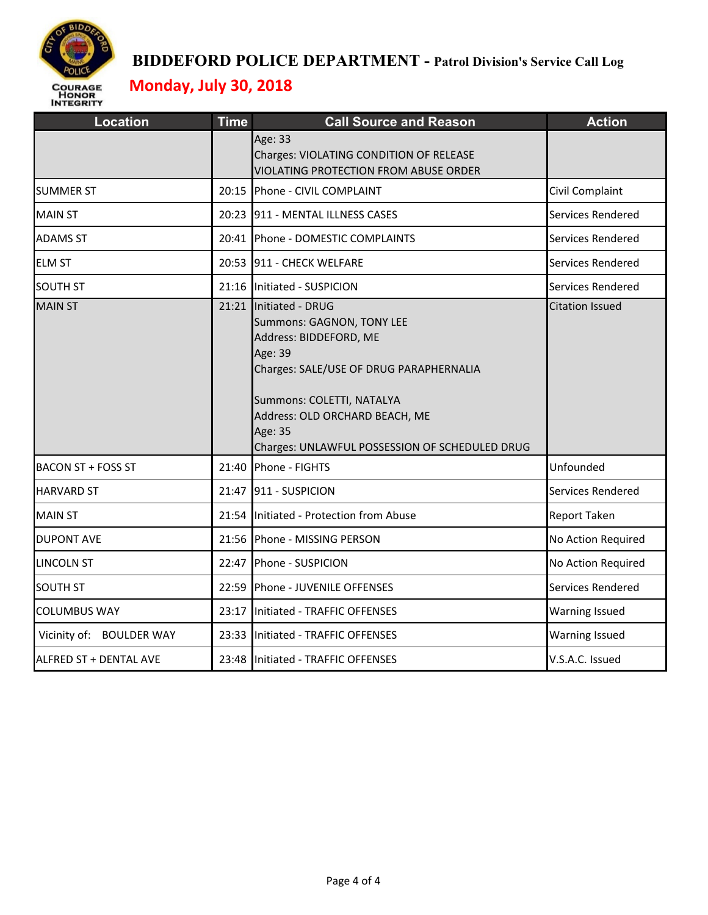# BIDDEFORD POLICE DEPARTMENT - Patrol Division's Service Call Log

## Monday, July 30, 2018

| Location | Time | Call Source and Reason | Action |
|---|---|---|---|
| | | Age: 33<br>Charges: VIOLATING CONDITION OF RELEASE<br>VIOLATING PROTECTION FROM ABUSE ORDER | |
| SUMMER ST | 20:15 | Phone - CIVIL COMPLAINT | Civil Complaint |
| MAIN ST | 20:23 | 911 - MENTAL ILLNESS CASES | Services Rendered |
| ADAMS ST | 20:41 | Phone - DOMESTIC COMPLAINTS | Services Rendered |
| ELM ST | 20:53 | 911 - CHECK WELFARE | Services Rendered |
| SOUTH ST | 21:16 | Initiated - SUSPICION | Services Rendered |
| MAIN ST | 21:21 | Initiated - DRUG<br>Summons: GAGNON, TONY LEE<br>Address: BIDDEFORD, ME<br>Age: 39<br>Charges: SALE/USE OF DRUG PARAPHERNALIA<br><br>Summons: COLETTI, NATALYA<br>Address: OLD ORCHARD BEACH, ME<br>Age: 35<br>Charges: UNLAWFUL POSSESSION OF SCHEDULED DRUG | Citation Issued |
| BACON ST + FOSS ST | 21:40 | Phone - FIGHTS | Unfounded |
| HARVARD ST | 21:47 | 911 - SUSPICION | Services Rendered |
| MAIN ST | 21:54 | Initiated - Protection from Abuse | Report Taken |
| DUPONT AVE | 21:56 | Phone - MISSING PERSON | No Action Required |
| LINCOLN ST | 22:47 | Phone - SUSPICION | No Action Required |
| SOUTH ST | 22:59 | Phone - JUVENILE OFFENSES | Services Rendered |
| COLUMBUS WAY | 23:17 | Initiated - TRAFFIC OFFENSES | Warning Issued |
| Vicinity of: BOULDER WAY | 23:33 | Initiated - TRAFFIC OFFENSES | Warning Issued |
| ALFRED ST + DENTAL AVE | 23:48 | Initiated - TRAFFIC OFFENSES | V.S.A.C. Issued |